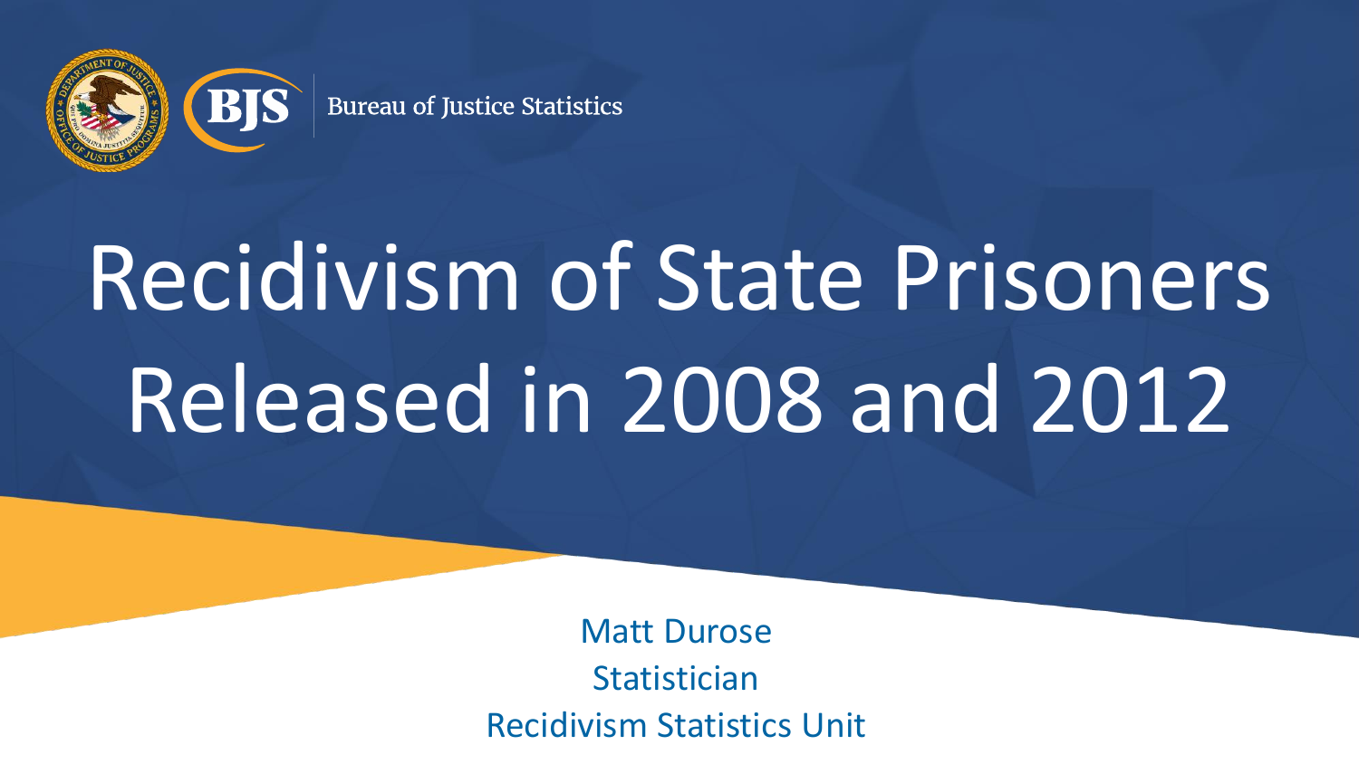Bureau of Justice Statistics

# Recidivism of State Prisoners Released in 2008 and 2012

Matt Durose

Statistician

Recidivism Statistics Unit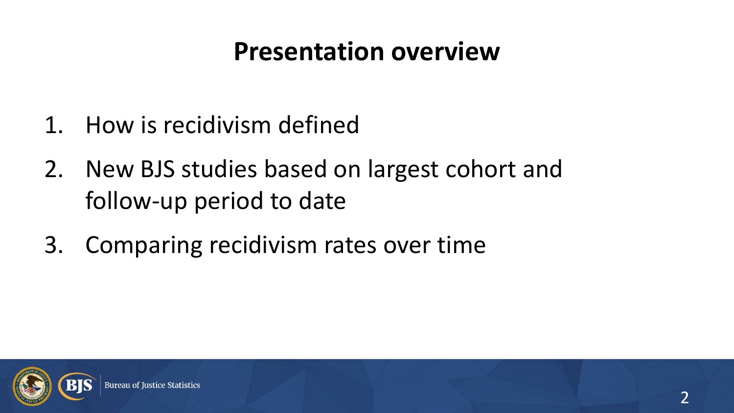# Presentation overview

1. How is recidivism defined
2. New BJS studies based on largest cohort and follow-up period to date
3. Comparing recidivism rates over time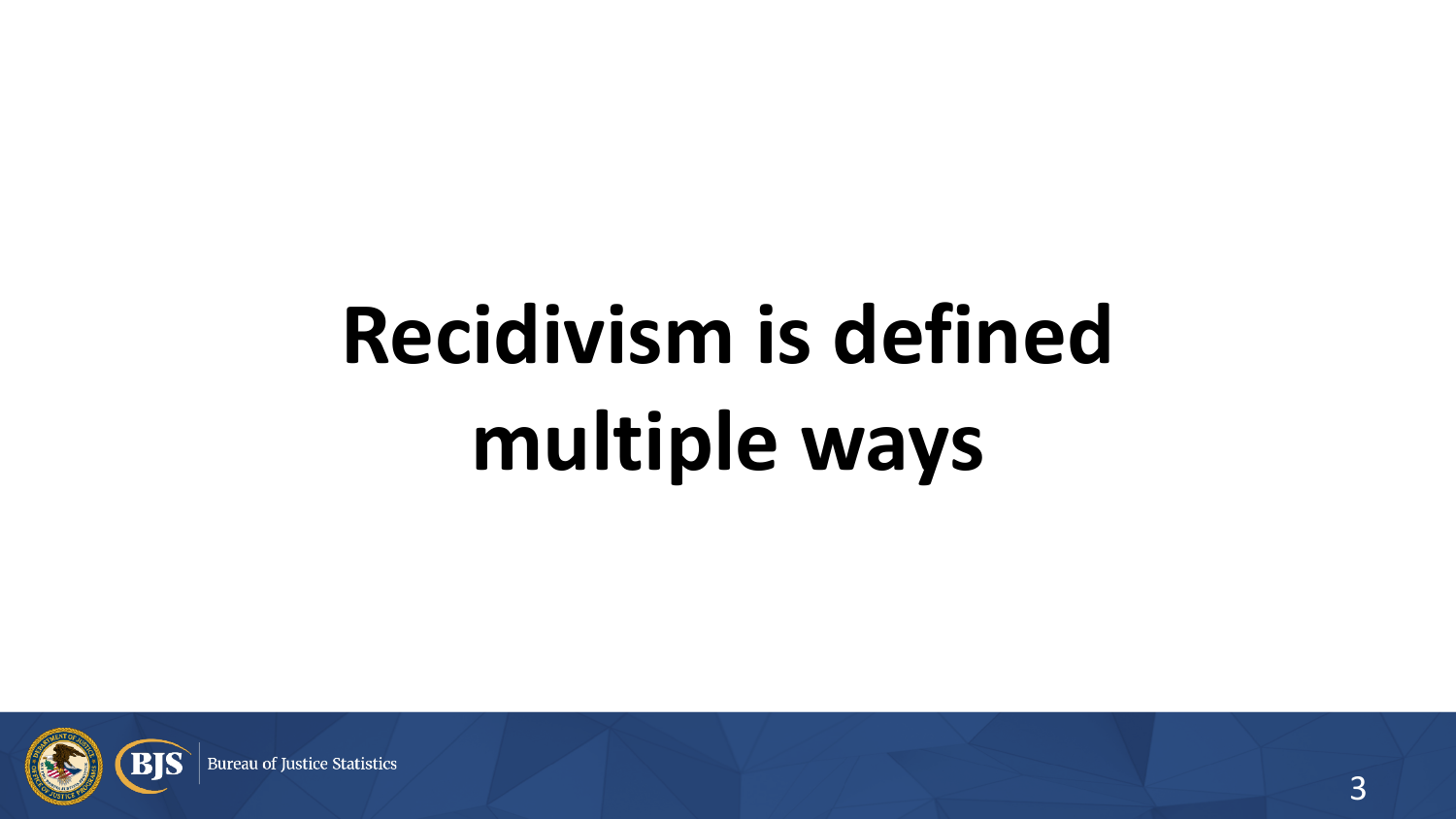# Recidivism is defined multiple ways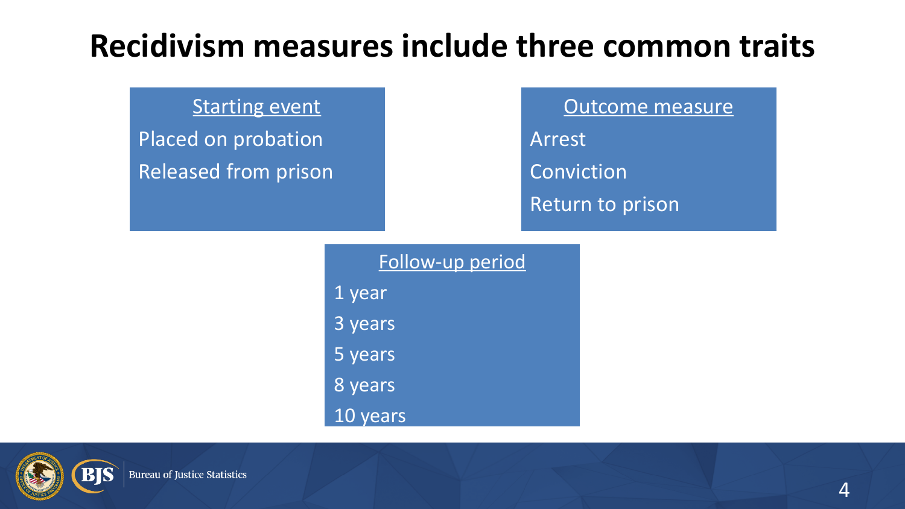# Recidivism measures include three common traits

**Starting event**

- Placed on probation
- Released from prison

**Outcome measure**

- Arrest
- Conviction
- Return to prison

**Follow-up period**

- 1 year
- 3 years
- 5 years
- 8 years
- 10 years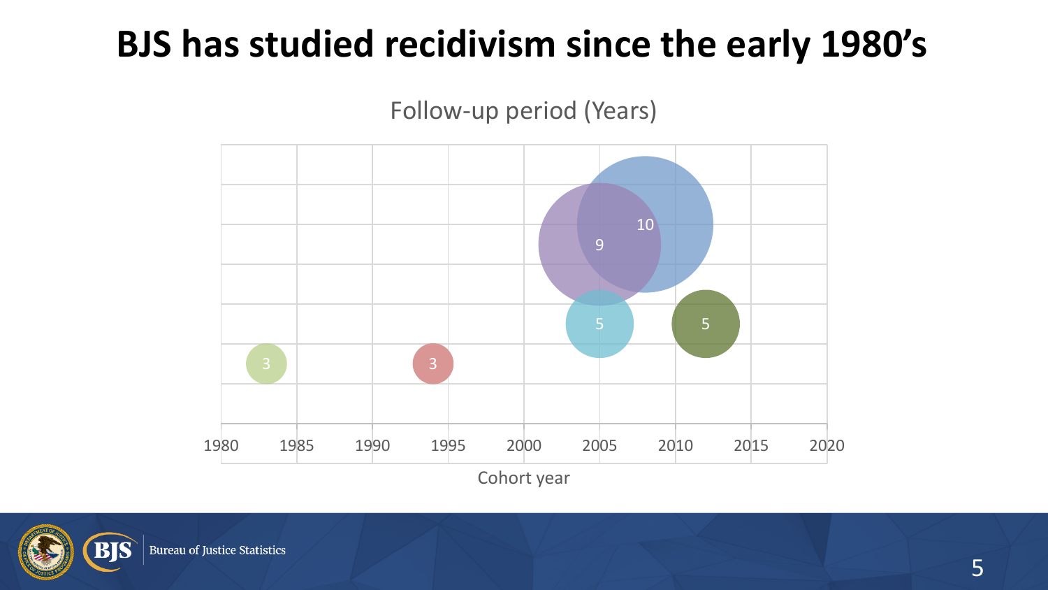# BJS has studied recidivism since the early 1980's

Follow-up period (Years)

| Cohort year | Follow-up period (Years) |
|---|---|
| 1983 | 3 |
| 1994 | 3 |
| 2005 | 5 |
| 2005 | 9 |
| 2008 | 10 |
| 2012 | 5 |

Cohort year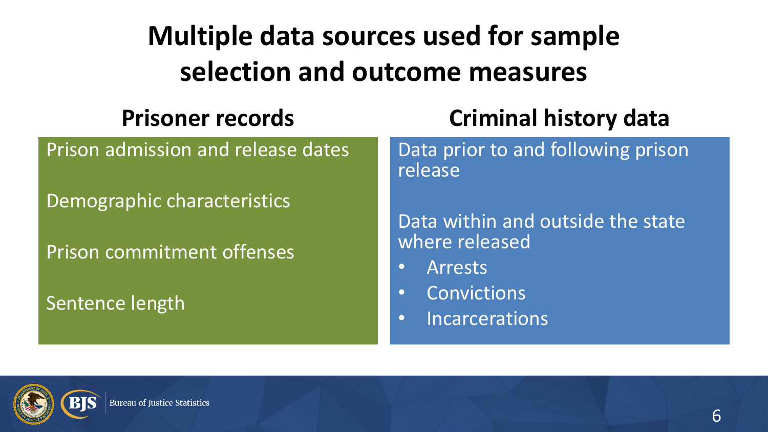# Multiple data sources used for sample selection and outcome measures

## Prisoner records

Prison admission and release dates

Demographic characteristics

Prison commitment offenses

Sentence length

## Criminal history data

Data prior to and following prison release

Data within and outside the state where released

- Arrests
- Convictions
- Incarcerations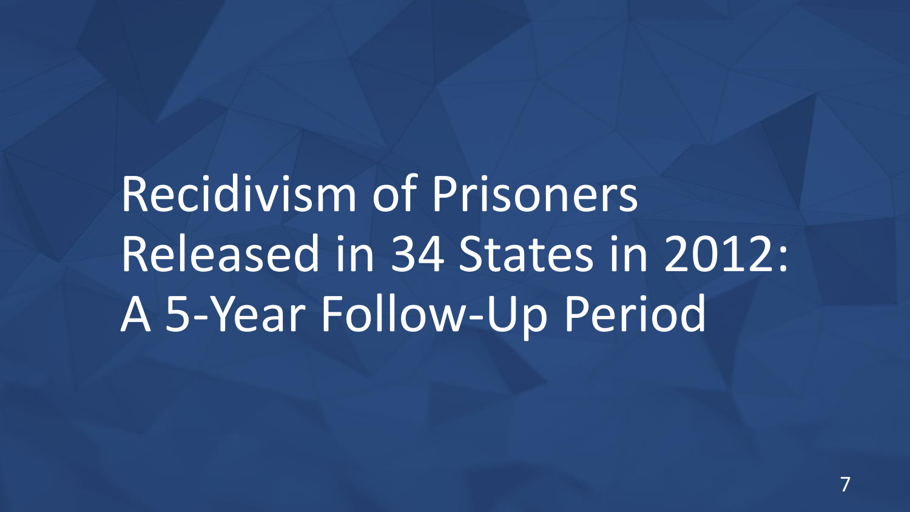# Recidivism of Prisoners Released in 34 States in 2012: A 5-Year Follow-Up Period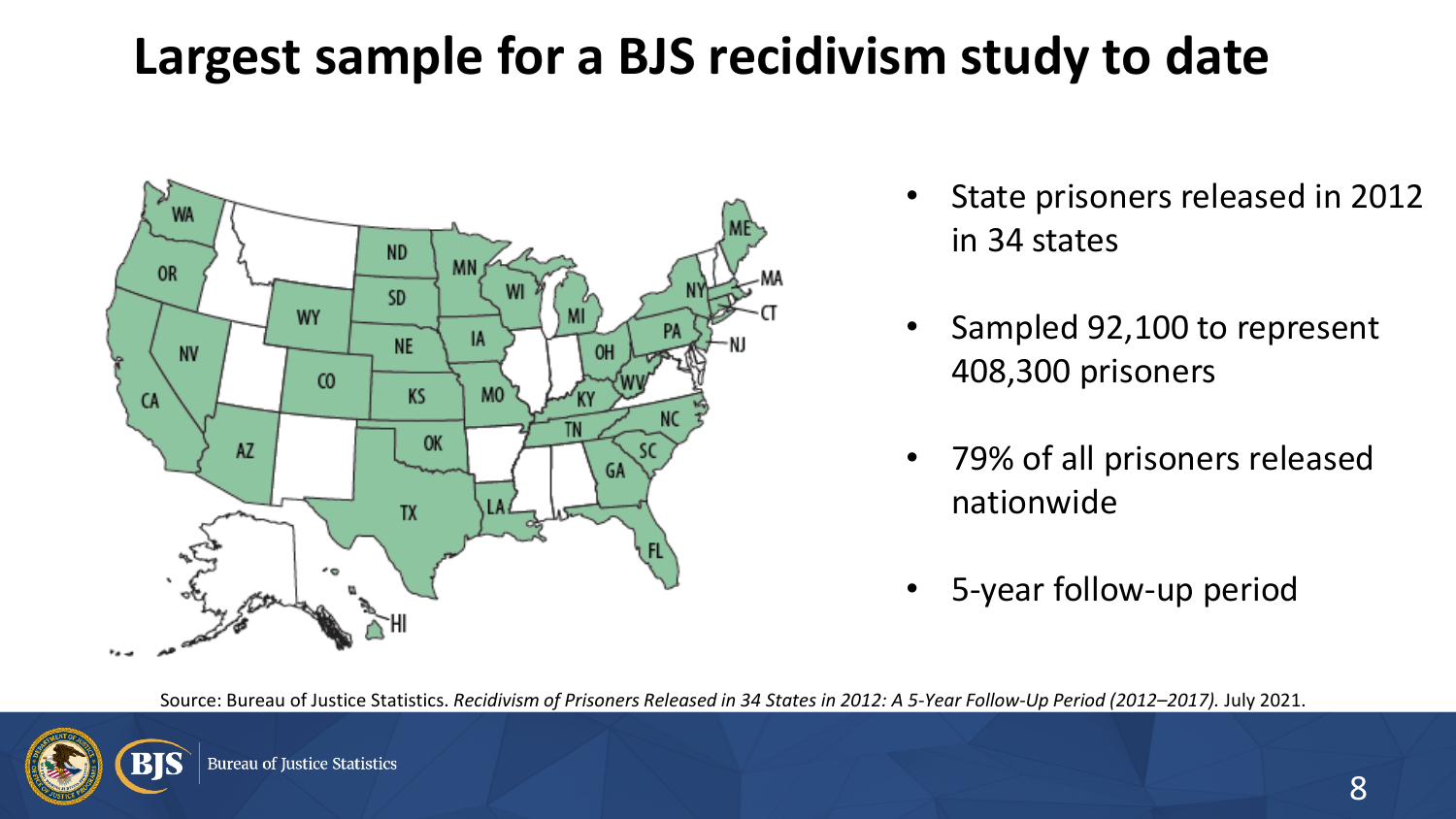# Largest sample for a BJS recidivism study to date

- State prisoners released in 2012 in 34 states
- Sampled 92,100 to represent 408,300 prisoners
- 79% of all prisoners released nationwide
- 5-year follow-up period

Source: Bureau of Justice Statistics. *Recidivism of Prisoners Released in 34 States in 2012: A 5-Year Follow-Up Period (2012–2017).* July 2021.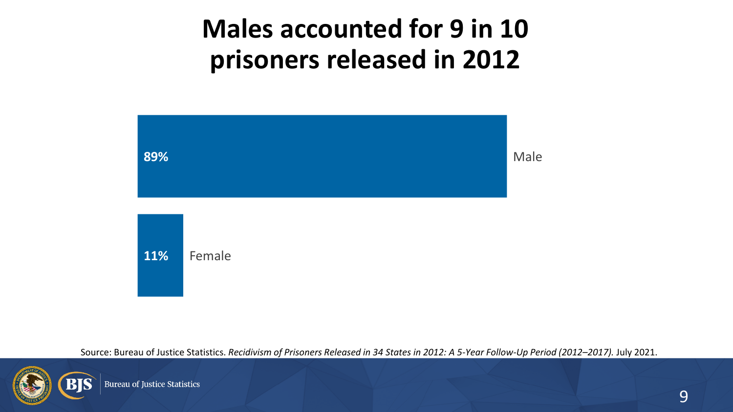# Males accounted for 9 in 10 prisoners released in 2012

| Sex | Percent |
| --- | --- |
| Male | 89% |
| Female | 11% |

Source: Bureau of Justice Statistics. *Recidivism of Prisoners Released in 34 States in 2012: A 5-Year Follow-Up Period (2012–2017).* July 2021.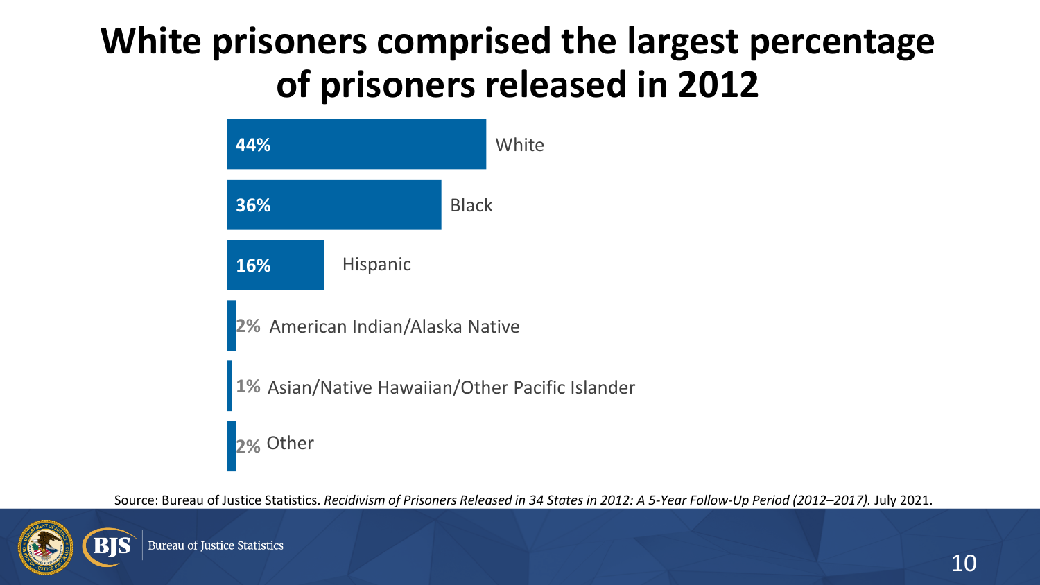# White prisoners comprised the largest percentage of prisoners released in 2012

| Race/ethnicity | Percent |
|---|---|
| White | 44% |
| Black | 36% |
| Hispanic | 16% |
| American Indian/Alaska Native | 2% |
| Asian/Native Hawaiian/Other Pacific Islander | 1% |
| Other | 2% |

Source: Bureau of Justice Statistics. *Recidivism of Prisoners Released in 34 States in 2012: A 5-Year Follow-Up Period (2012–2017).* July 2021.

BJS Bureau of Justice Statistics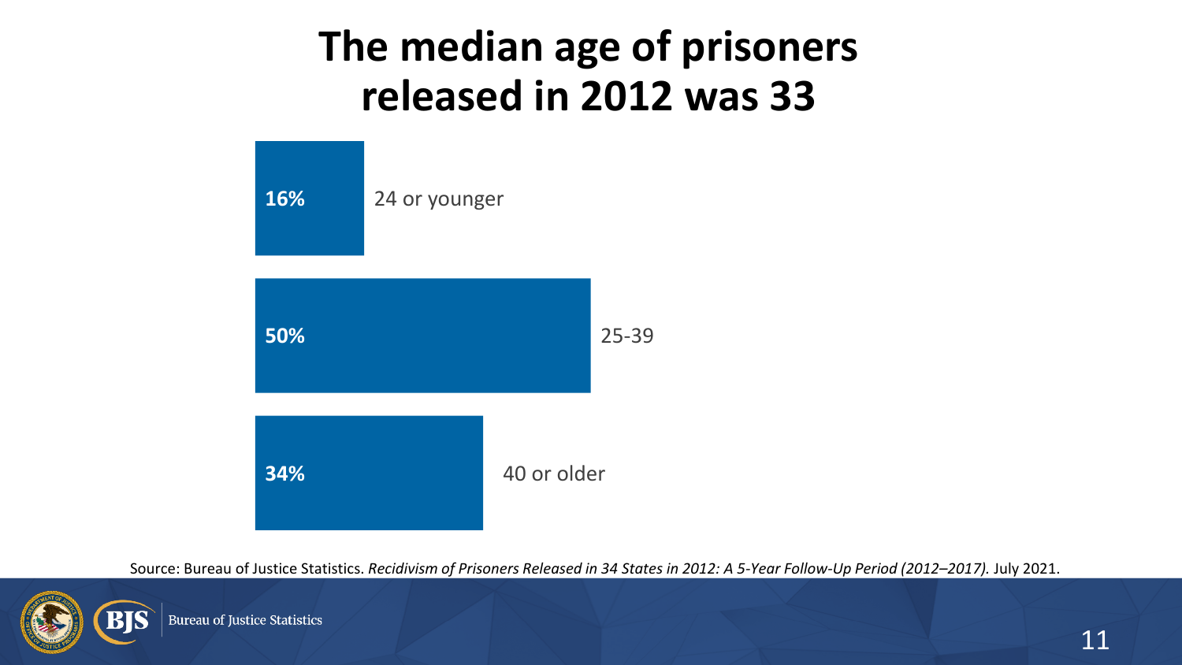# The median age of prisoners released in 2012 was 33

| Percent | Age group |
| --- | --- |
| 16% | 24 or younger |
| 50% | 25-39 |
| 34% | 40 or older |

Source: Bureau of Justice Statistics. *Recidivism of Prisoners Released in 34 States in 2012: A 5-Year Follow-Up Period (2012–2017).* July 2021.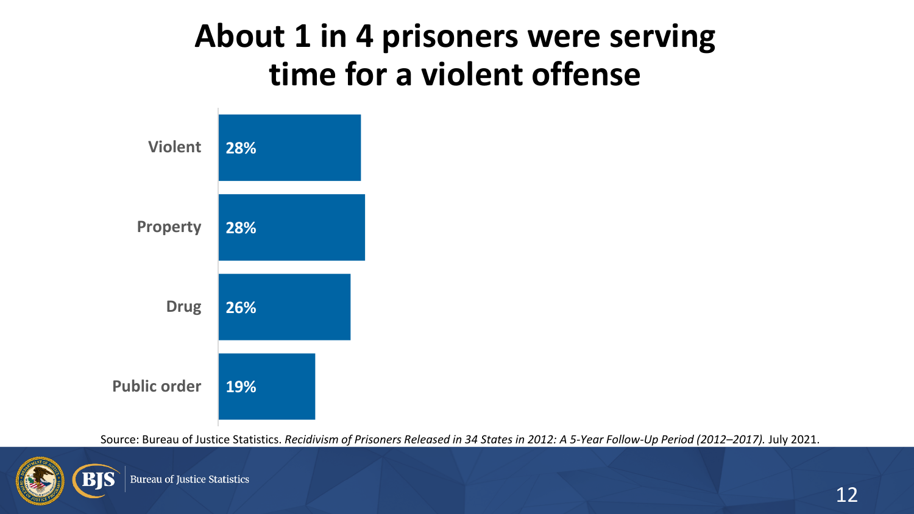# About 1 in 4 prisoners were serving time for a violent offense

| Offense | Percent |
| --- | --- |
| Violent | 28% |
| Property | 28% |
| Drug | 26% |
| Public order | 19% |

Source: Bureau of Justice Statistics. *Recidivism of Prisoners Released in 34 States in 2012: A 5-Year Follow-Up Period (2012–2017).* July 2021.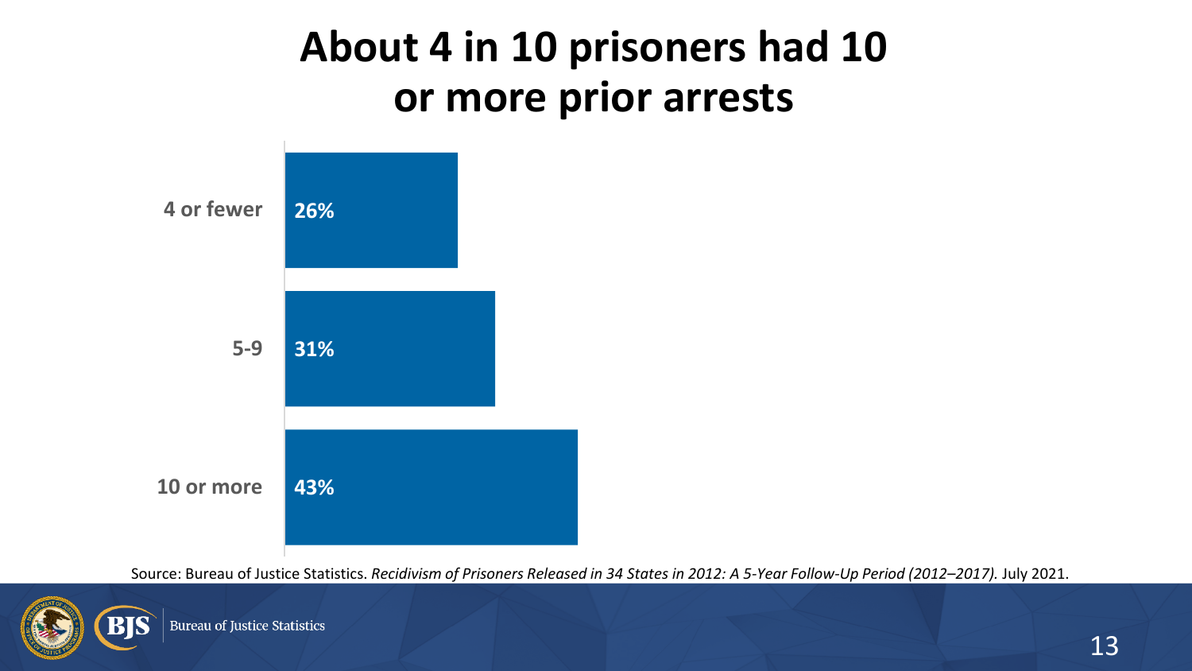# About 4 in 10 prisoners had 10 or more prior arrests

| Prior arrests | Percent |
| --- | --- |
| 4 or fewer | 26% |
| 5-9 | 31% |
| 10 or more | 43% |

Source: Bureau of Justice Statistics. *Recidivism of Prisoners Released in 34 States in 2012: A 5-Year Follow-Up Period (2012–2017).* July 2021.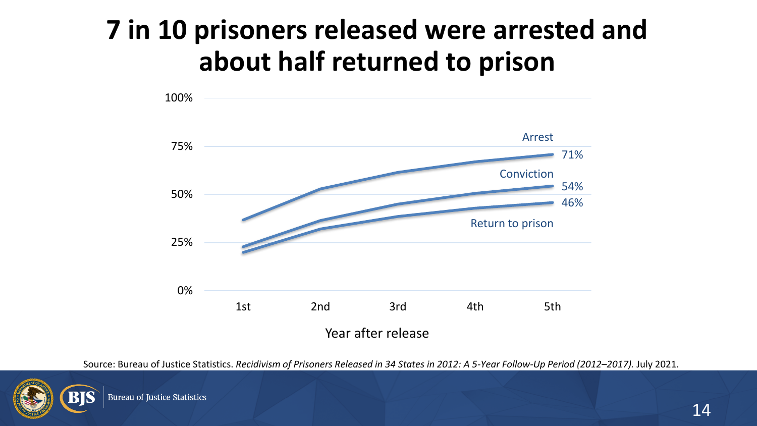# 7 in 10 prisoners released were arrested and about half returned to prison

Year after release: 1st, 2nd, 3rd, 4th, 5th

Arrest: 71%

Conviction: 54%

Return to prison: 46%

Source: Bureau of Justice Statistics. *Recidivism of Prisoners Released in 34 States in 2012: A 5-Year Follow-Up Period (2012–2017).* July 2021.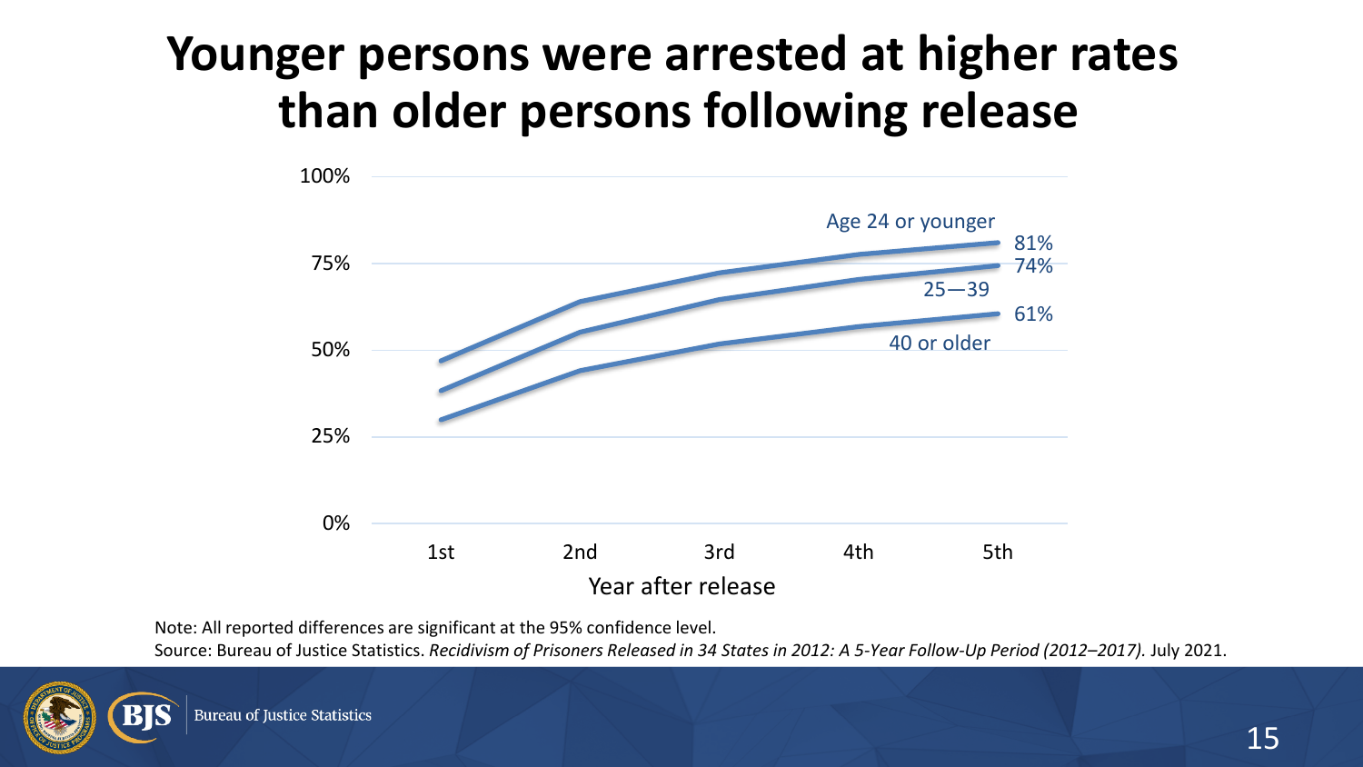# Younger persons were arrested at higher rates than older persons following release

| Year after release | Age 24 or younger | 25—39 | 40 or older |
| --- | --- | --- | --- |
| 5th | 81% | 74% | 61% |

Note: All reported differences are significant at the 95% confidence level.

Source: Bureau of Justice Statistics. *Recidivism of Prisoners Released in 34 States in 2012: A 5-Year Follow-Up Period (2012–2017).* July 2021.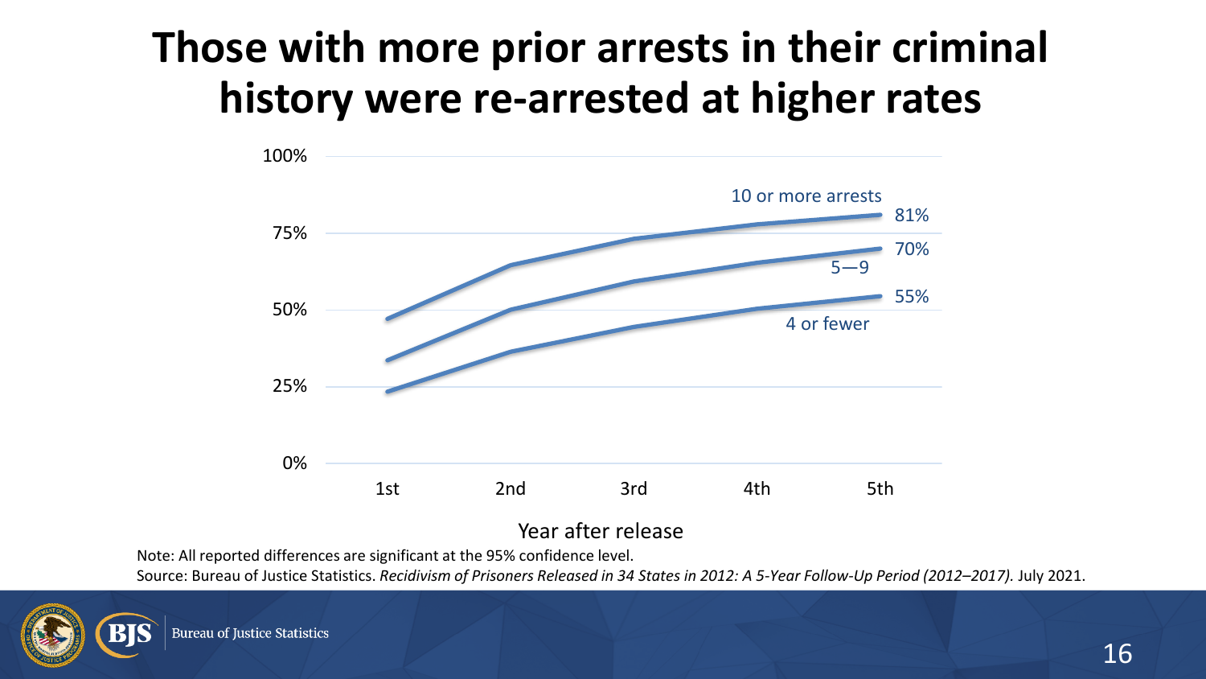# Those with more prior arrests in their criminal history were re-arrested at higher rates

| Year after release | 10 or more arrests | 5—9 | 4 or fewer |
| --- | --- | --- | --- |
| 5th | 81% | 70% | 55% |

Note: All reported differences are significant at the 95% confidence level.

Source: Bureau of Justice Statistics. *Recidivism of Prisoners Released in 34 States in 2012: A 5-Year Follow-Up Period (2012–2017).* July 2021.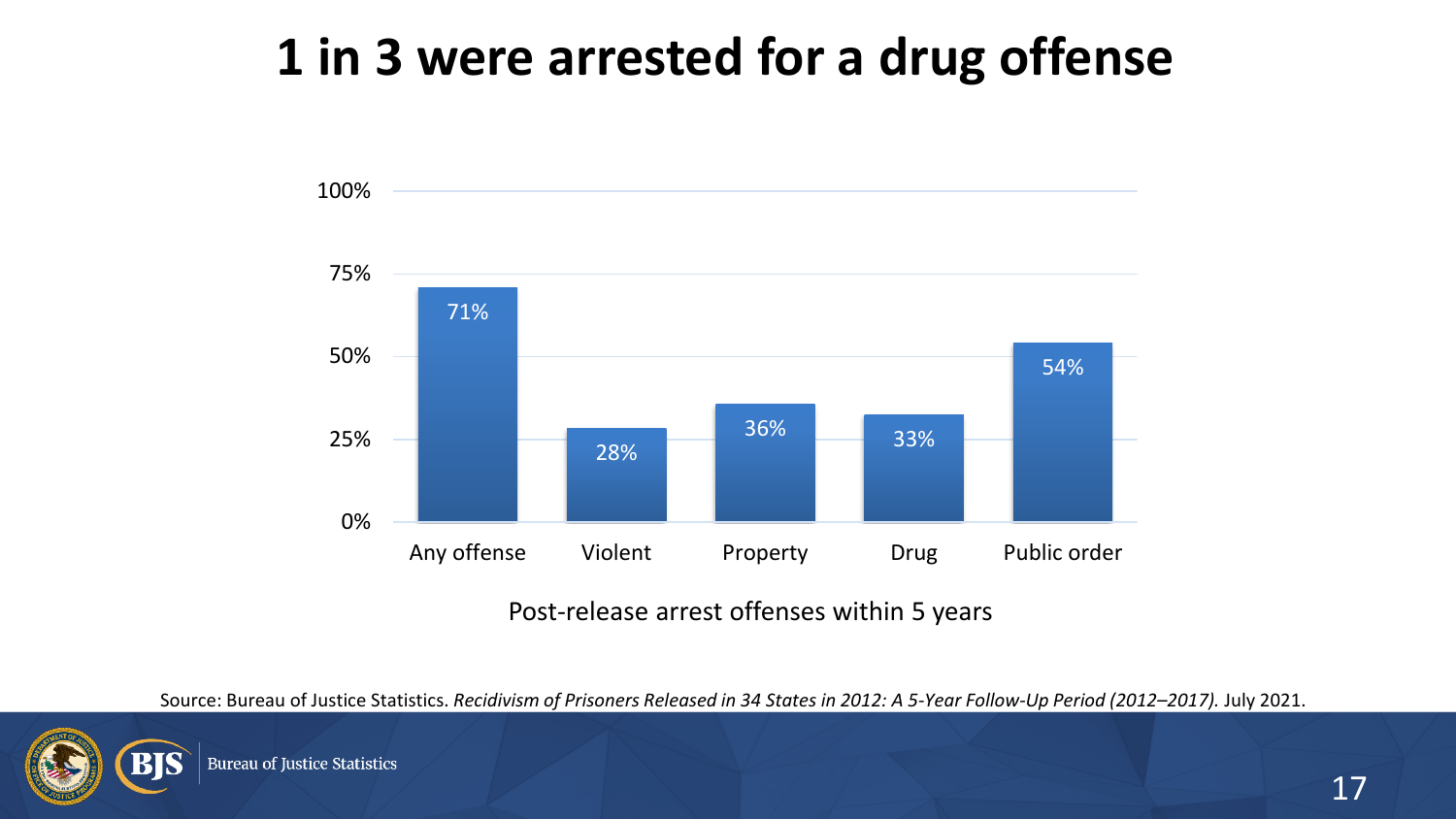# 1 in 3 were arrested for a drug offense

| Post-release arrest offenses within 5 years | Percent |
|---|---|
| Any offense | 71% |
| Violent | 28% |
| Property | 36% |
| Drug | 33% |
| Public order | 54% |

Source: Bureau of Justice Statistics. *Recidivism of Prisoners Released in 34 States in 2012: A 5-Year Follow-Up Period (2012–2017).* July 2021.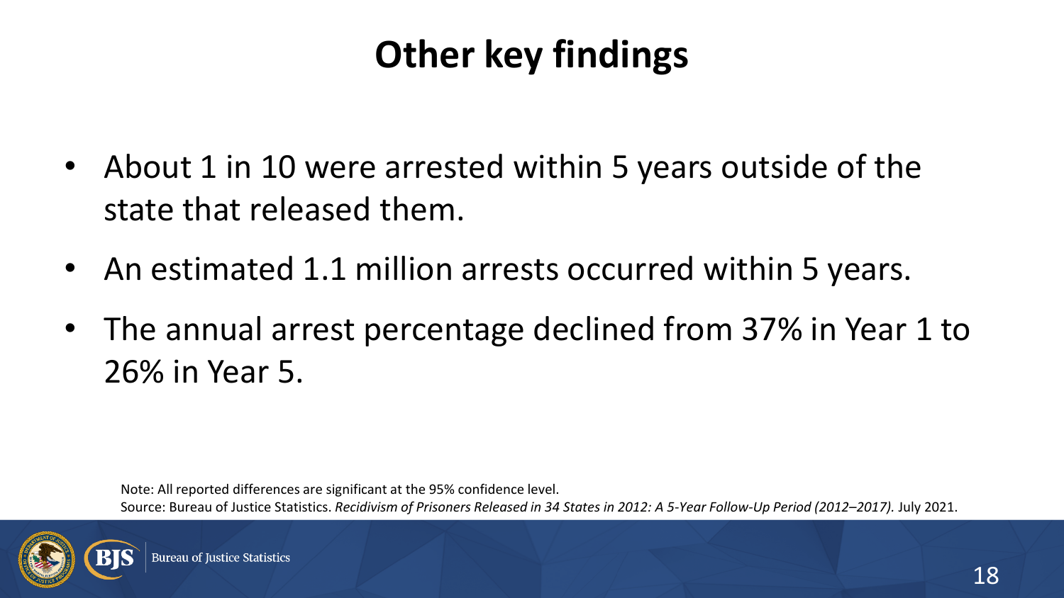# Other key findings

- About 1 in 10 were arrested within 5 years outside of the state that released them.
- An estimated 1.1 million arrests occurred within 5 years.
- The annual arrest percentage declined from 37% in Year 1 to 26% in Year 5.

Note: All reported differences are significant at the 95% confidence level.
Source: Bureau of Justice Statistics. *Recidivism of Prisoners Released in 34 States in 2012: A 5-Year Follow-Up Period (2012–2017).* July 2021.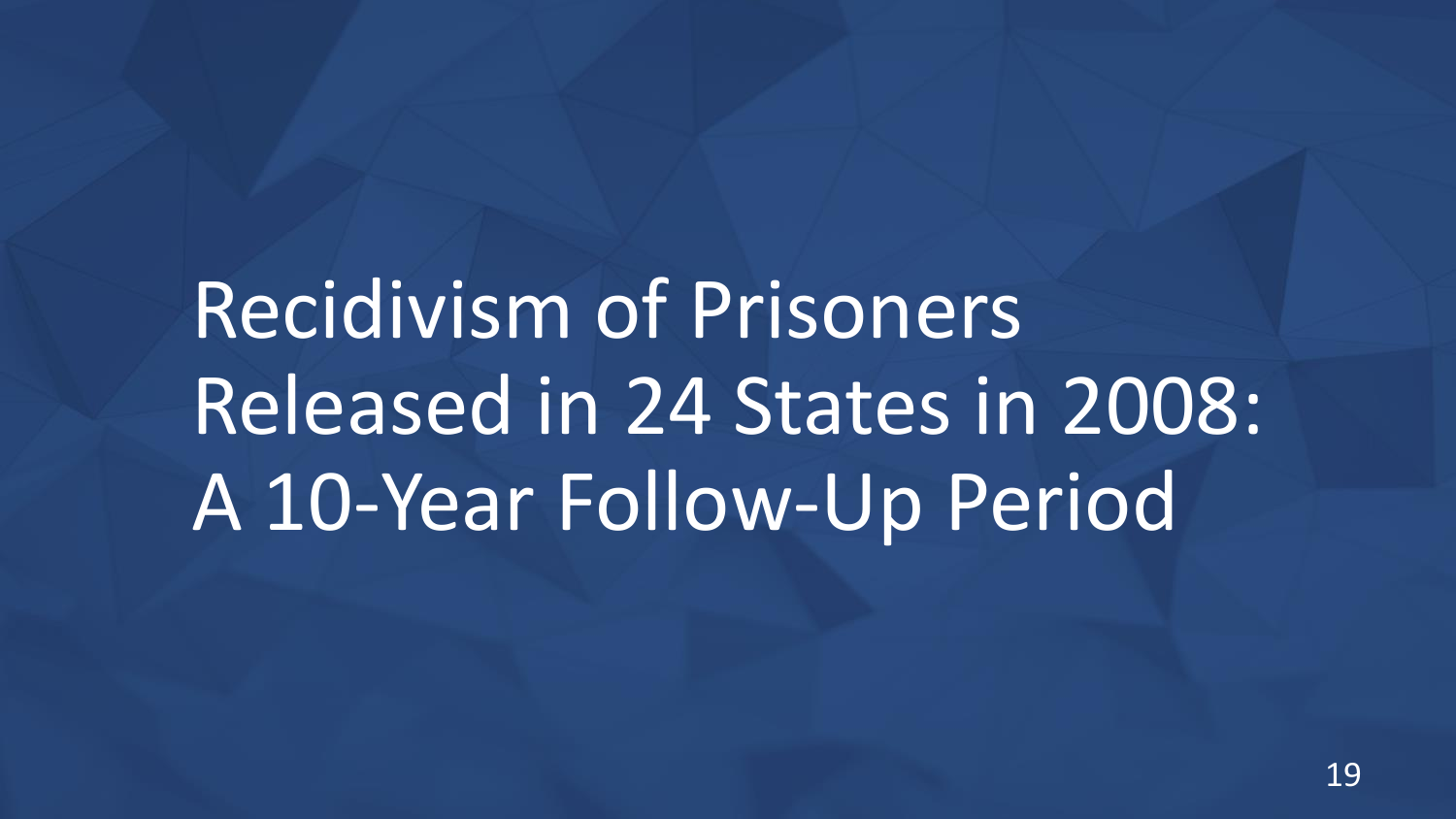# Recidivism of Prisoners Released in 24 States in 2008: A 10-Year Follow-Up Period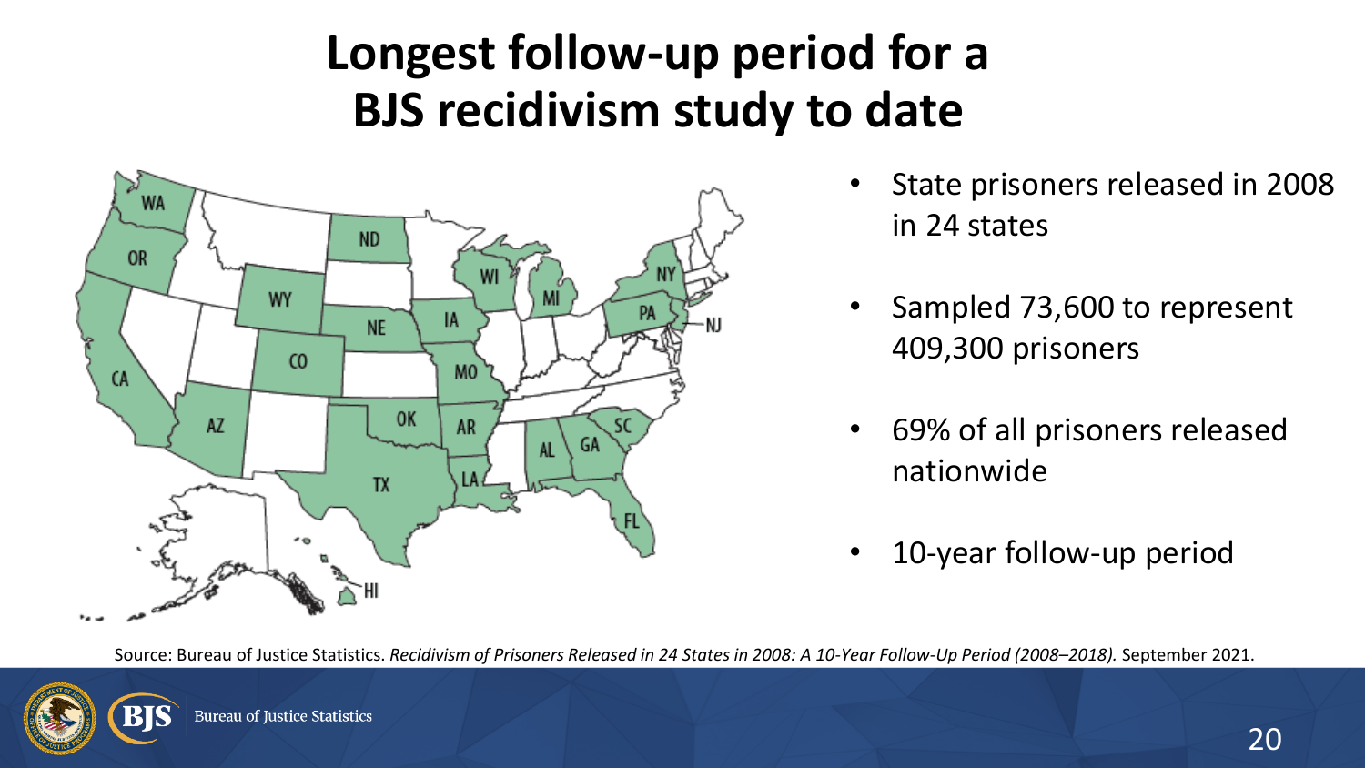# Longest follow-up period for a BJS recidivism study to date

- State prisoners released in 2008 in 24 states
- Sampled 73,600 to represent 409,300 prisoners
- 69% of all prisoners released nationwide
- 10-year follow-up period

Source: Bureau of Justice Statistics. *Recidivism of Prisoners Released in 24 States in 2008: A 10-Year Follow-Up Period (2008–2018).* September 2021.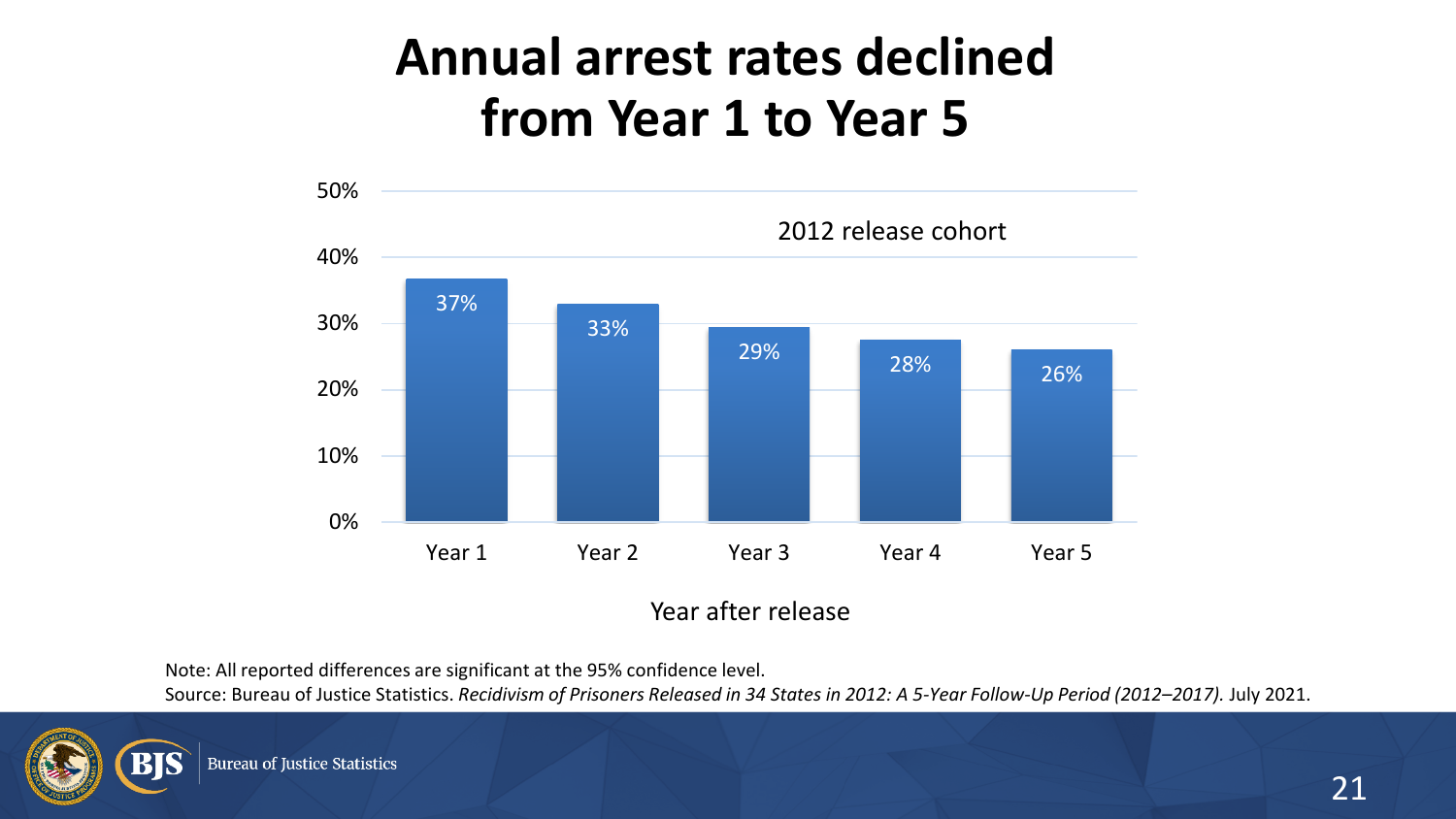# Annual arrest rates declined from Year 1 to Year 5

2012 release cohort

| Year after release | Annual arrest rate |
|---|---|
| Year 1 | 37% |
| Year 2 | 33% |
| Year 3 | 29% |
| Year 4 | 28% |
| Year 5 | 26% |

Note: All reported differences are significant at the 95% confidence level.

Source: Bureau of Justice Statistics. *Recidivism of Prisoners Released in 34 States in 2012: A 5-Year Follow-Up Period (2012–2017).* July 2021.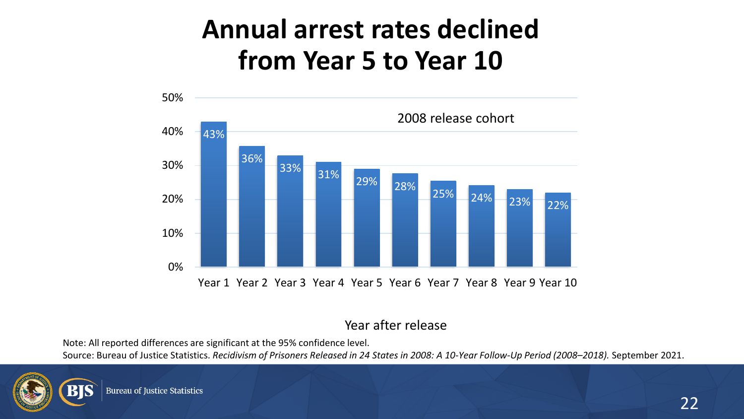# Annual arrest rates declined from Year 5 to Year 10

2008 release cohort

| Year after release | Annual arrest rate |
|---|---|
| Year 1 | 43% |
| Year 2 | 36% |
| Year 3 | 33% |
| Year 4 | 31% |
| Year 5 | 29% |
| Year 6 | 28% |
| Year 7 | 25% |
| Year 8 | 24% |
| Year 9 | 23% |
| Year 10 | 22% |

Note: All reported differences are significant at the 95% confidence level.

Source: Bureau of Justice Statistics. *Recidivism of Prisoners Released in 24 States in 2008: A 10-Year Follow-Up Period (2008–2018).* September 2021.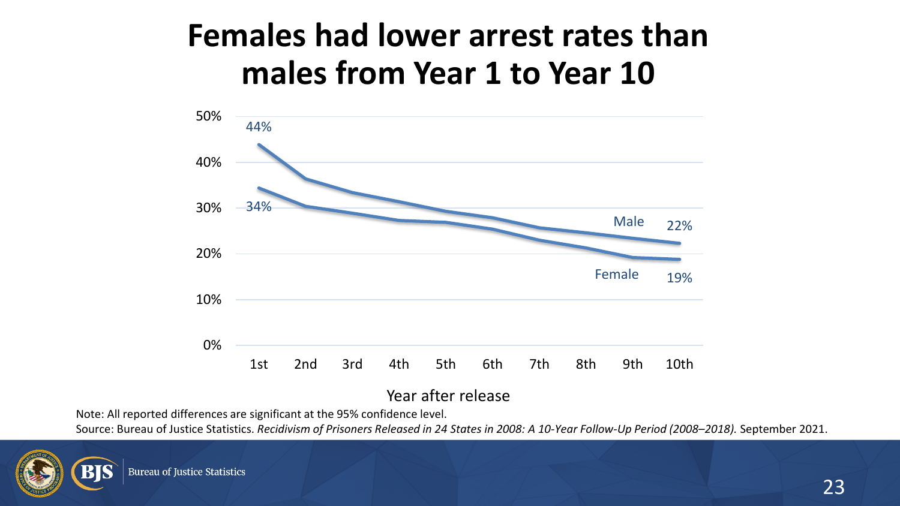# Females had lower arrest rates than males from Year 1 to Year 10

Chart labels: 50%, 40%, 30%, 20%, 10%, 0%

Male: 44% (1st year), 22% (10th year)

Female: 34% (1st year), 19% (10th year)

1st, 2nd, 3rd, 4th, 5th, 6th, 7th, 8th, 9th, 10th

Year after release

Note: All reported differences are significant at the 95% confidence level.

Source: Bureau of Justice Statistics. *Recidivism of Prisoners Released in 24 States in 2008: A 10-Year Follow-Up Period (2008–2018).* September 2021.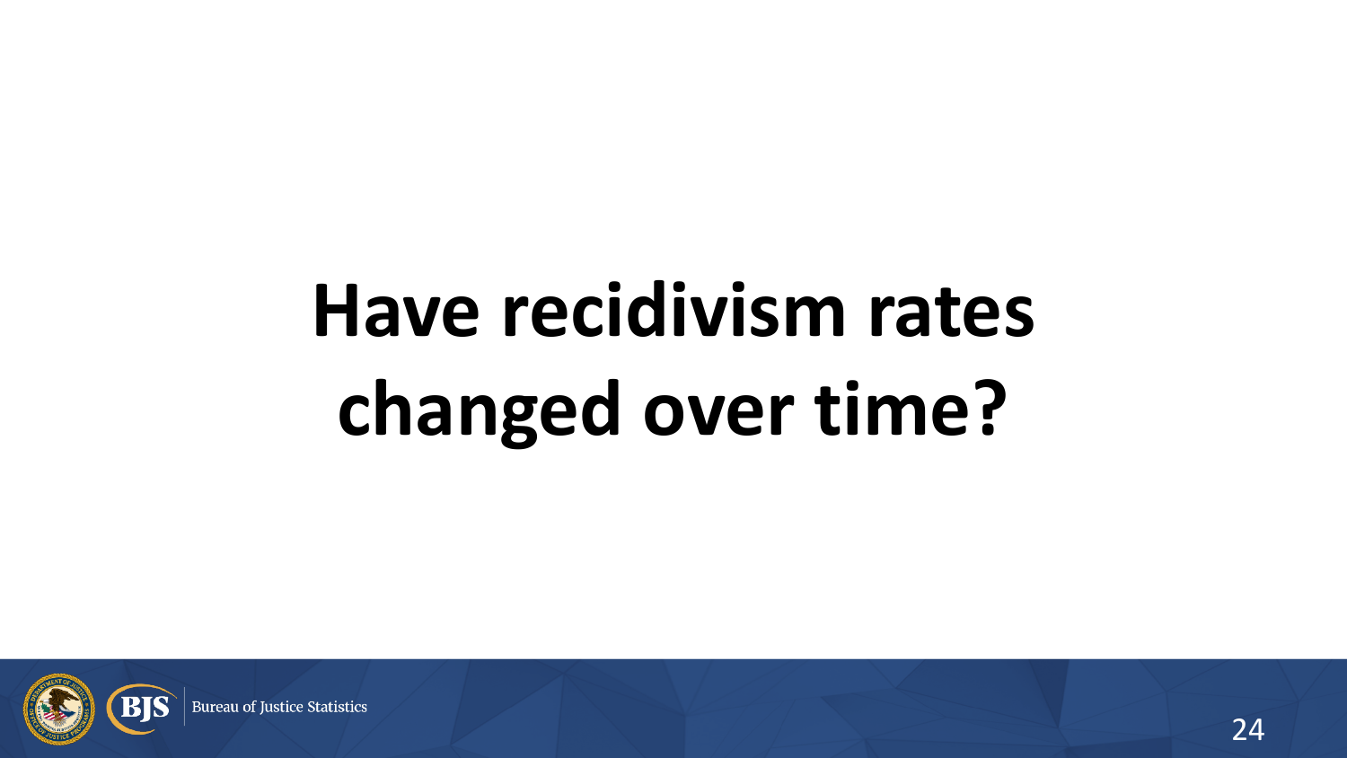# Have recidivism rates changed over time?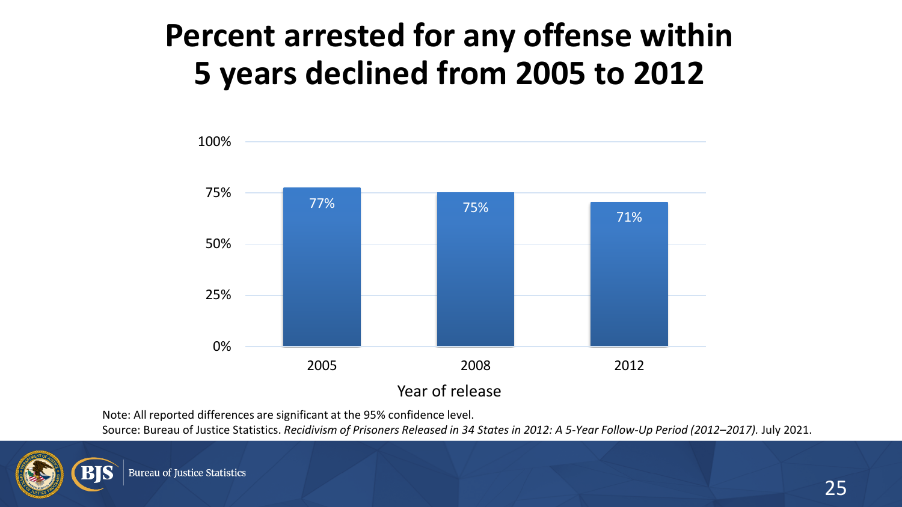# Percent arrested for any offense within 5 years declined from 2005 to 2012

| Year of release | Percent arrested |
|---|---|
| 2005 | 77% |
| 2008 | 75% |
| 2012 | 71% |

Note: All reported differences are significant at the 95% confidence level.

Source: Bureau of Justice Statistics. *Recidivism of Prisoners Released in 34 States in 2012: A 5-Year Follow-Up Period (2012–2017).* July 2021.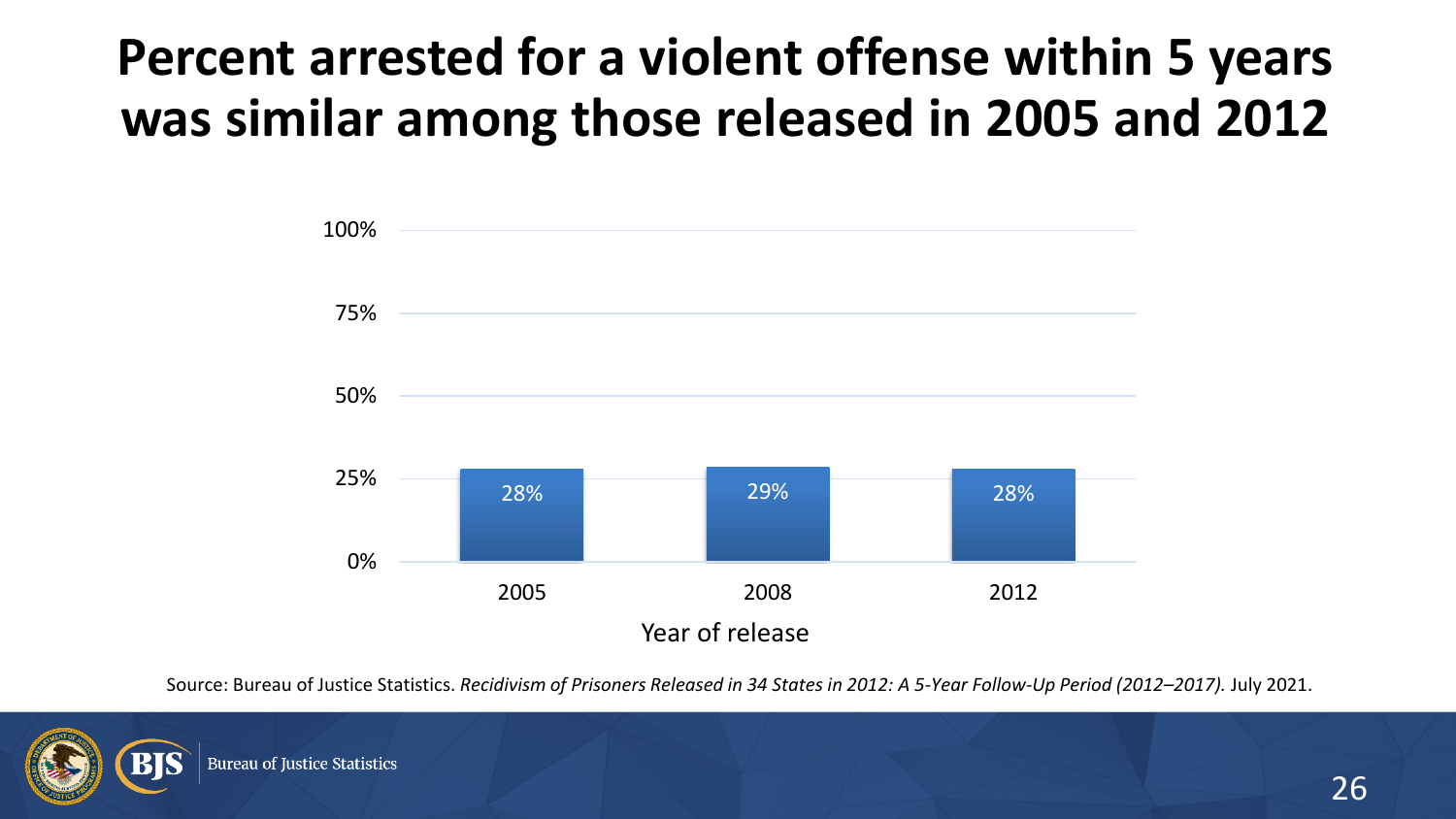# Percent arrested for a violent offense within 5 years was similar among those released in 2005 and 2012

| Year of release | Percent |
|---|---|
| 2005 | 28% |
| 2008 | 29% |
| 2012 | 28% |

Source: Bureau of Justice Statistics. *Recidivism of Prisoners Released in 34 States in 2012: A 5-Year Follow-Up Period (2012–2017).* July 2021.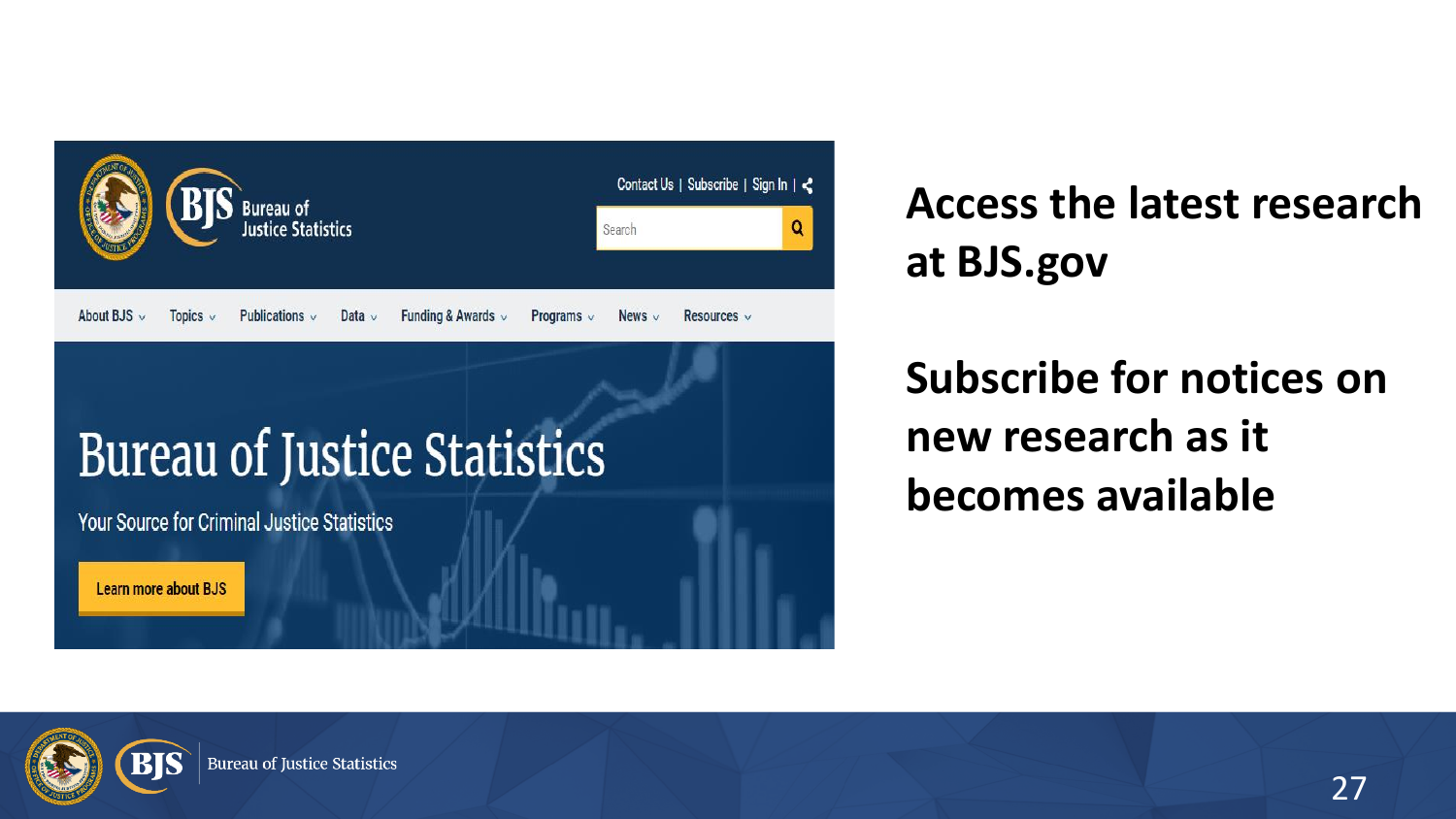**Access the latest research at BJS.gov**

**Subscribe for notices on new research as it becomes available**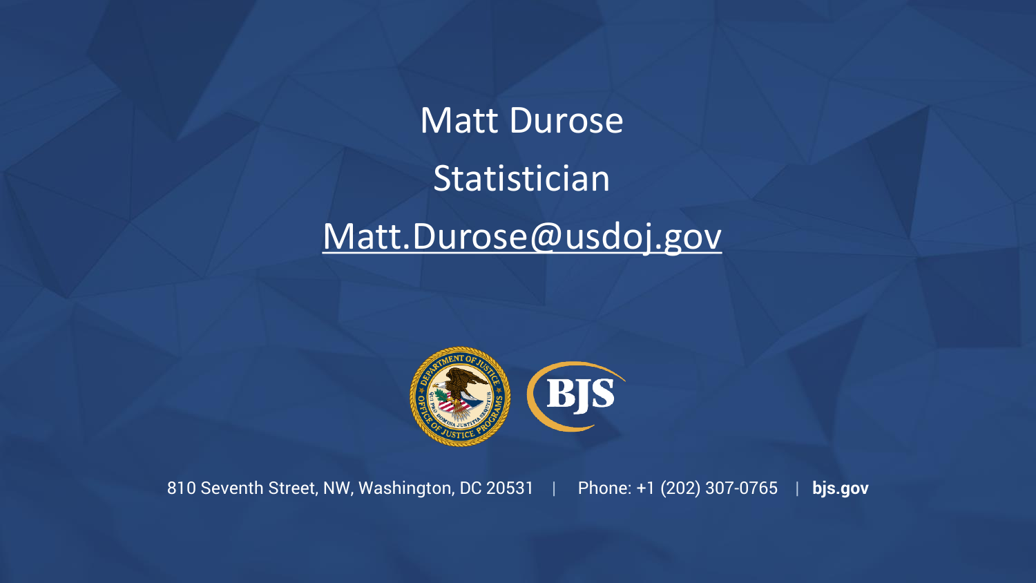Matt Durose

Statistician

Matt.Durose@usdoj.gov

810 Seventh Street, NW, Washington, DC 20531 | Phone: +1 (202) 307-0765 | **bjs.gov**